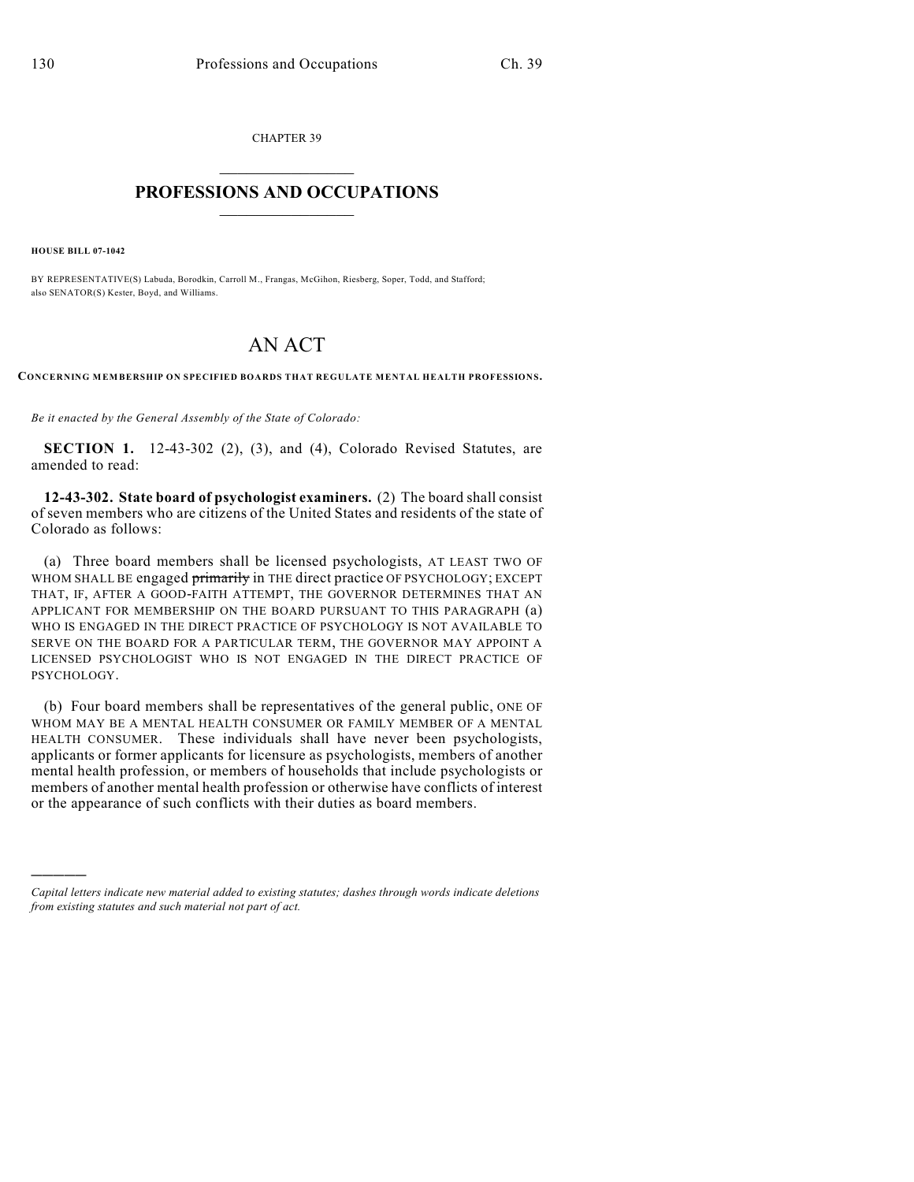CHAPTER 39

# PROFESSIONS AND OCCUPATIONS

**HOUSE BILL 07-1042**

BY REPRESENTATIVE(S) Labuda, Borodkin, Carroll M., Frangas, McGihon, Riesberg, Soper, Todd, and Stafford; also SENATOR(S) Kester, Boyd, and Williams.

# AN ACT

**CONCERNING MEMBERSHIP ON SPECIFIED BOARDS THAT REGULATE MENTAL HEALTH PROFESSIONS.**

*Be it enacted by the General Assembly of the State of Colorado:*

**SECTION 1.** 12-43-302 (2), (3), and (4), Colorado Revised Statutes, are amended to read:

**12-43-302. State board of psychologist examiners.** (2) The board shall consist of seven members who are citizens of the United States and residents of the state of Colorado as follows:

(a) Three board members shall be licensed psychologists, AT LEAST TWO OF WHOM SHALL BE engaged ~~primarily~~ in THE direct practice OF PSYCHOLOGY; EXCEPT THAT, IF, AFTER A GOOD-FAITH ATTEMPT, THE GOVERNOR DETERMINES THAT AN APPLICANT FOR MEMBERSHIP ON THE BOARD PURSUANT TO THIS PARAGRAPH (a) WHO IS ENGAGED IN THE DIRECT PRACTICE OF PSYCHOLOGY IS NOT AVAILABLE TO SERVE ON THE BOARD FOR A PARTICULAR TERM, THE GOVERNOR MAY APPOINT A LICENSED PSYCHOLOGIST WHO IS NOT ENGAGED IN THE DIRECT PRACTICE OF PSYCHOLOGY.

(b) Four board members shall be representatives of the general public, ONE OF WHOM MAY BE A MENTAL HEALTH CONSUMER OR FAMILY MEMBER OF A MENTAL HEALTH CONSUMER. These individuals shall have never been psychologists, applicants or former applicants for licensure as psychologists, members of another mental health profession, or members of households that include psychologists or members of another mental health profession or otherwise have conflicts of interest or the appearance of such conflicts with their duties as board members.

---

*Capital letters indicate new material added to existing statutes; dashes through words indicate deletions from existing statutes and such material not part of act.*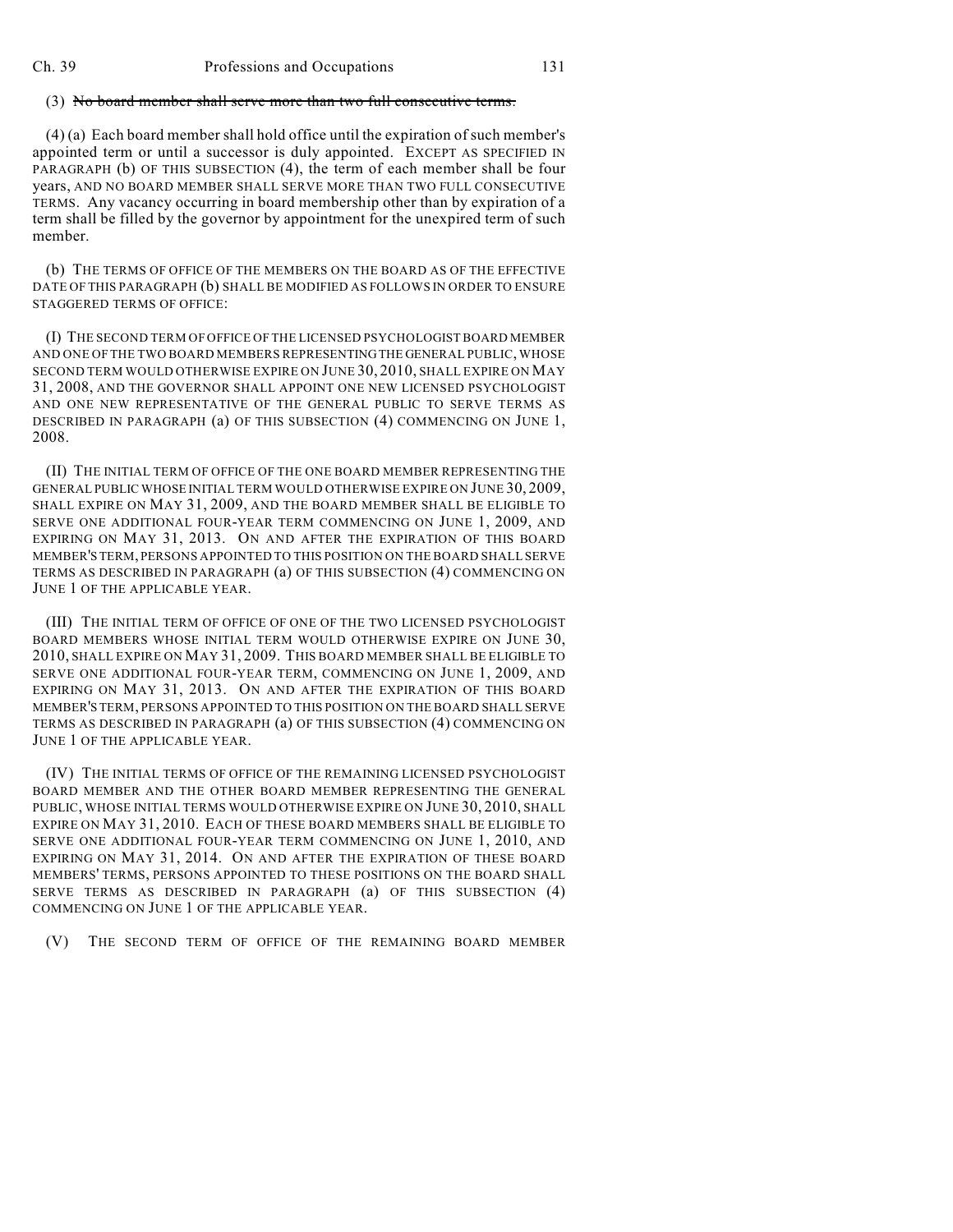(3) ~~No board member shall serve more than two full consecutive terms.~~

(4) (a) Each board member shall hold office until the expiration of such member's appointed term or until a successor is duly appointed. EXCEPT AS SPECIFIED IN PARAGRAPH (b) OF THIS SUBSECTION (4), the term of each member shall be four years, AND NO BOARD MEMBER SHALL SERVE MORE THAN TWO FULL CONSECUTIVE TERMS. Any vacancy occurring in board membership other than by expiration of a term shall be filled by the governor by appointment for the unexpired term of such member.

(b) THE TERMS OF OFFICE OF THE MEMBERS ON THE BOARD AS OF THE EFFECTIVE DATE OF THIS PARAGRAPH (b) SHALL BE MODIFIED AS FOLLOWS IN ORDER TO ENSURE STAGGERED TERMS OF OFFICE:

(I) THE SECOND TERM OF OFFICE OF THE LICENSED PSYCHOLOGIST BOARD MEMBER AND ONE OF THE TWO BOARD MEMBERS REPRESENTING THE GENERAL PUBLIC, WHOSE SECOND TERM WOULD OTHERWISE EXPIRE ON JUNE 30, 2010, SHALL EXPIRE ON MAY 31, 2008, AND THE GOVERNOR SHALL APPOINT ONE NEW LICENSED PSYCHOLOGIST AND ONE NEW REPRESENTATIVE OF THE GENERAL PUBLIC TO SERVE TERMS AS DESCRIBED IN PARAGRAPH (a) OF THIS SUBSECTION (4) COMMENCING ON JUNE 1, 2008.

(II) THE INITIAL TERM OF OFFICE OF THE ONE BOARD MEMBER REPRESENTING THE GENERAL PUBLIC WHOSE INITIAL TERM WOULD OTHERWISE EXPIRE ON JUNE 30, 2009, SHALL EXPIRE ON MAY 31, 2009, AND THE BOARD MEMBER SHALL BE ELIGIBLE TO SERVE ONE ADDITIONAL FOUR-YEAR TERM COMMENCING ON JUNE 1, 2009, AND EXPIRING ON MAY 31, 2013. ON AND AFTER THE EXPIRATION OF THIS BOARD MEMBER'S TERM, PERSONS APPOINTED TO THIS POSITION ON THE BOARD SHALL SERVE TERMS AS DESCRIBED IN PARAGRAPH (a) OF THIS SUBSECTION (4) COMMENCING ON JUNE 1 OF THE APPLICABLE YEAR.

(III) THE INITIAL TERM OF OFFICE OF ONE OF THE TWO LICENSED PSYCHOLOGIST BOARD MEMBERS WHOSE INITIAL TERM WOULD OTHERWISE EXPIRE ON JUNE 30, 2010, SHALL EXPIRE ON MAY 31, 2009. THIS BOARD MEMBER SHALL BE ELIGIBLE TO SERVE ONE ADDITIONAL FOUR-YEAR TERM, COMMENCING ON JUNE 1, 2009, AND EXPIRING ON MAY 31, 2013. ON AND AFTER THE EXPIRATION OF THIS BOARD MEMBER'S TERM, PERSONS APPOINTED TO THIS POSITION ON THE BOARD SHALL SERVE TERMS AS DESCRIBED IN PARAGRAPH (a) OF THIS SUBSECTION (4) COMMENCING ON JUNE 1 OF THE APPLICABLE YEAR.

(IV) THE INITIAL TERMS OF OFFICE OF THE REMAINING LICENSED PSYCHOLOGIST BOARD MEMBER AND THE OTHER BOARD MEMBER REPRESENTING THE GENERAL PUBLIC, WHOSE INITIAL TERMS WOULD OTHERWISE EXPIRE ON JUNE 30, 2010, SHALL EXPIRE ON MAY 31, 2010. EACH OF THESE BOARD MEMBERS SHALL BE ELIGIBLE TO SERVE ONE ADDITIONAL FOUR-YEAR TERM COMMENCING ON JUNE 1, 2010, AND EXPIRING ON MAY 31, 2014. ON AND AFTER THE EXPIRATION OF THESE BOARD MEMBERS' TERMS, PERSONS APPOINTED TO THESE POSITIONS ON THE BOARD SHALL SERVE TERMS AS DESCRIBED IN PARAGRAPH (a) OF THIS SUBSECTION (4) COMMENCING ON JUNE 1 OF THE APPLICABLE YEAR.

(V) THE SECOND TERM OF OFFICE OF THE REMAINING BOARD MEMBER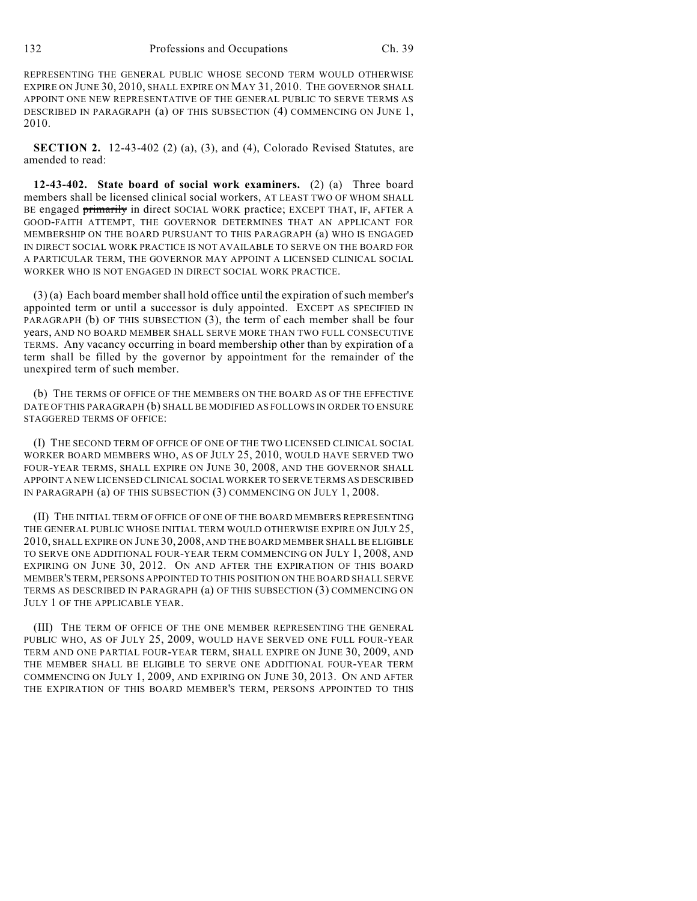REPRESENTING THE GENERAL PUBLIC WHOSE SECOND TERM WOULD OTHERWISE EXPIRE ON JUNE 30, 2010, SHALL EXPIRE ON MAY 31, 2010. THE GOVERNOR SHALL APPOINT ONE NEW REPRESENTATIVE OF THE GENERAL PUBLIC TO SERVE TERMS AS DESCRIBED IN PARAGRAPH (a) OF THIS SUBSECTION (4) COMMENCING ON JUNE 1, 2010.

**SECTION 2.** 12-43-402 (2) (a), (3), and (4), Colorado Revised Statutes, are amended to read:

**12-43-402. State board of social work examiners.** (2) (a) Three board members shall be licensed clinical social workers, AT LEAST TWO OF WHOM SHALL BE engaged ~~primarily~~ in direct SOCIAL WORK practice; EXCEPT THAT, IF, AFTER A GOOD-FAITH ATTEMPT, THE GOVERNOR DETERMINES THAT AN APPLICANT FOR MEMBERSHIP ON THE BOARD PURSUANT TO THIS PARAGRAPH (a) WHO IS ENGAGED IN DIRECT SOCIAL WORK PRACTICE IS NOT AVAILABLE TO SERVE ON THE BOARD FOR A PARTICULAR TERM, THE GOVERNOR MAY APPOINT A LICENSED CLINICAL SOCIAL WORKER WHO IS NOT ENGAGED IN DIRECT SOCIAL WORK PRACTICE.

(3) (a) Each board member shall hold office until the expiration of such member's appointed term or until a successor is duly appointed. EXCEPT AS SPECIFIED IN PARAGRAPH (b) OF THIS SUBSECTION (3), the term of each member shall be four years, AND NO BOARD MEMBER SHALL SERVE MORE THAN TWO FULL CONSECUTIVE TERMS. Any vacancy occurring in board membership other than by expiration of a term shall be filled by the governor by appointment for the remainder of the unexpired term of such member.

(b) THE TERMS OF OFFICE OF THE MEMBERS ON THE BOARD AS OF THE EFFECTIVE DATE OF THIS PARAGRAPH (b) SHALL BE MODIFIED AS FOLLOWS IN ORDER TO ENSURE STAGGERED TERMS OF OFFICE:

(I) THE SECOND TERM OF OFFICE OF ONE OF THE TWO LICENSED CLINICAL SOCIAL WORKER BOARD MEMBERS WHO, AS OF JULY 25, 2010, WOULD HAVE SERVED TWO FOUR-YEAR TERMS, SHALL EXPIRE ON JUNE 30, 2008, AND THE GOVERNOR SHALL APPOINT A NEW LICENSED CLINICAL SOCIAL WORKER TO SERVE TERMS AS DESCRIBED IN PARAGRAPH (a) OF THIS SUBSECTION (3) COMMENCING ON JULY 1, 2008.

(II) THE INITIAL TERM OF OFFICE OF ONE OF THE BOARD MEMBERS REPRESENTING THE GENERAL PUBLIC WHOSE INITIAL TERM WOULD OTHERWISE EXPIRE ON JULY 25, 2010, SHALL EXPIRE ON JUNE 30, 2008, AND THE BOARD MEMBER SHALL BE ELIGIBLE TO SERVE ONE ADDITIONAL FOUR-YEAR TERM COMMENCING ON JULY 1, 2008, AND EXPIRING ON JUNE 30, 2012. ON AND AFTER THE EXPIRATION OF THIS BOARD MEMBER'S TERM, PERSONS APPOINTED TO THIS POSITION ON THE BOARD SHALL SERVE TERMS AS DESCRIBED IN PARAGRAPH (a) OF THIS SUBSECTION (3) COMMENCING ON JULY 1 OF THE APPLICABLE YEAR.

(III) THE TERM OF OFFICE OF THE ONE MEMBER REPRESENTING THE GENERAL PUBLIC WHO, AS OF JULY 25, 2009, WOULD HAVE SERVED ONE FULL FOUR-YEAR TERM AND ONE PARTIAL FOUR-YEAR TERM, SHALL EXPIRE ON JUNE 30, 2009, AND THE MEMBER SHALL BE ELIGIBLE TO SERVE ONE ADDITIONAL FOUR-YEAR TERM COMMENCING ON JULY 1, 2009, AND EXPIRING ON JUNE 30, 2013. ON AND AFTER THE EXPIRATION OF THIS BOARD MEMBER'S TERM, PERSONS APPOINTED TO THIS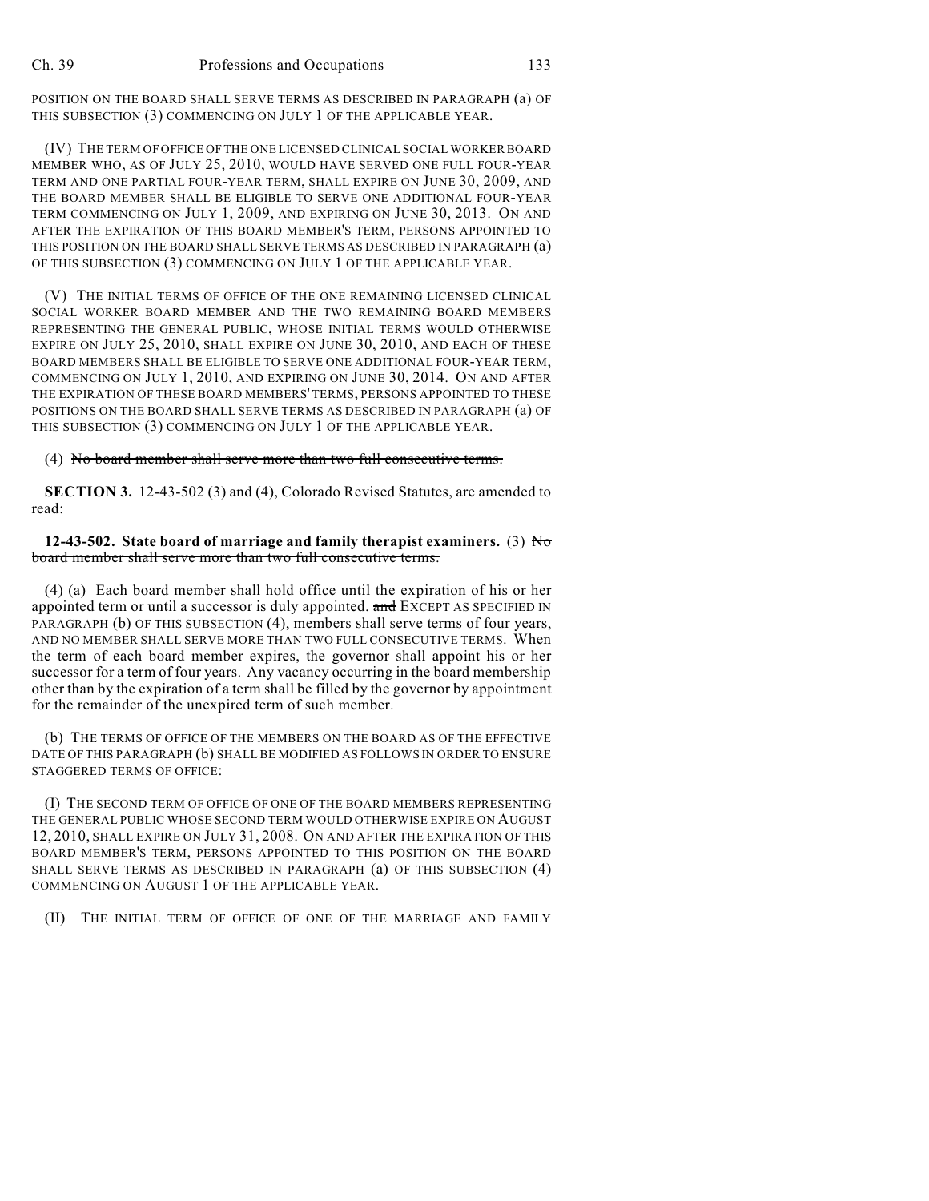POSITION ON THE BOARD SHALL SERVE TERMS AS DESCRIBED IN PARAGRAPH (a) OF THIS SUBSECTION (3) COMMENCING ON JULY 1 OF THE APPLICABLE YEAR.

(IV) THE TERM OF OFFICE OF THE ONE LICENSED CLINICAL SOCIAL WORKER BOARD MEMBER WHO, AS OF JULY 25, 2010, WOULD HAVE SERVED ONE FULL FOUR-YEAR TERM AND ONE PARTIAL FOUR-YEAR TERM, SHALL EXPIRE ON JUNE 30, 2009, AND THE BOARD MEMBER SHALL BE ELIGIBLE TO SERVE ONE ADDITIONAL FOUR-YEAR TERM COMMENCING ON JULY 1, 2009, AND EXPIRING ON JUNE 30, 2013. ON AND AFTER THE EXPIRATION OF THIS BOARD MEMBER'S TERM, PERSONS APPOINTED TO THIS POSITION ON THE BOARD SHALL SERVE TERMS AS DESCRIBED IN PARAGRAPH (a) OF THIS SUBSECTION (3) COMMENCING ON JULY 1 OF THE APPLICABLE YEAR.

(V) THE INITIAL TERMS OF OFFICE OF THE ONE REMAINING LICENSED CLINICAL SOCIAL WORKER BOARD MEMBER AND THE TWO REMAINING BOARD MEMBERS REPRESENTING THE GENERAL PUBLIC, WHOSE INITIAL TERMS WOULD OTHERWISE EXPIRE ON JULY 25, 2010, SHALL EXPIRE ON JUNE 30, 2010, AND EACH OF THESE BOARD MEMBERS SHALL BE ELIGIBLE TO SERVE ONE ADDITIONAL FOUR-YEAR TERM, COMMENCING ON JULY 1, 2010, AND EXPIRING ON JUNE 30, 2014. ON AND AFTER THE EXPIRATION OF THESE BOARD MEMBERS' TERMS, PERSONS APPOINTED TO THESE POSITIONS ON THE BOARD SHALL SERVE TERMS AS DESCRIBED IN PARAGRAPH (a) OF THIS SUBSECTION (3) COMMENCING ON JULY 1 OF THE APPLICABLE YEAR.

(4) ~~No board member shall serve more than two full consecutive terms.~~

**SECTION 3.** 12-43-502 (3) and (4), Colorado Revised Statutes, are amended to read:

**12-43-502. State board of marriage and family therapist examiners.** (3) ~~No board member shall serve more than two full consecutive terms.~~

(4) (a) Each board member shall hold office until the expiration of his or her appointed term or until a successor is duly appointed. ~~and~~ EXCEPT AS SPECIFIED IN PARAGRAPH (b) OF THIS SUBSECTION (4), members shall serve terms of four years, AND NO MEMBER SHALL SERVE MORE THAN TWO FULL CONSECUTIVE TERMS. When the term of each board member expires, the governor shall appoint his or her successor for a term of four years. Any vacancy occurring in the board membership other than by the expiration of a term shall be filled by the governor by appointment for the remainder of the unexpired term of such member.

(b) THE TERMS OF OFFICE OF THE MEMBERS ON THE BOARD AS OF THE EFFECTIVE DATE OF THIS PARAGRAPH (b) SHALL BE MODIFIED AS FOLLOWS IN ORDER TO ENSURE STAGGERED TERMS OF OFFICE:

(I) THE SECOND TERM OF OFFICE OF ONE OF THE BOARD MEMBERS REPRESENTING THE GENERAL PUBLIC WHOSE SECOND TERM WOULD OTHERWISE EXPIRE ON AUGUST 12, 2010, SHALL EXPIRE ON JULY 31, 2008. ON AND AFTER THE EXPIRATION OF THIS BOARD MEMBER'S TERM, PERSONS APPOINTED TO THIS POSITION ON THE BOARD SHALL SERVE TERMS AS DESCRIBED IN PARAGRAPH (a) OF THIS SUBSECTION (4) COMMENCING ON AUGUST 1 OF THE APPLICABLE YEAR.

(II) THE INITIAL TERM OF OFFICE OF ONE OF THE MARRIAGE AND FAMILY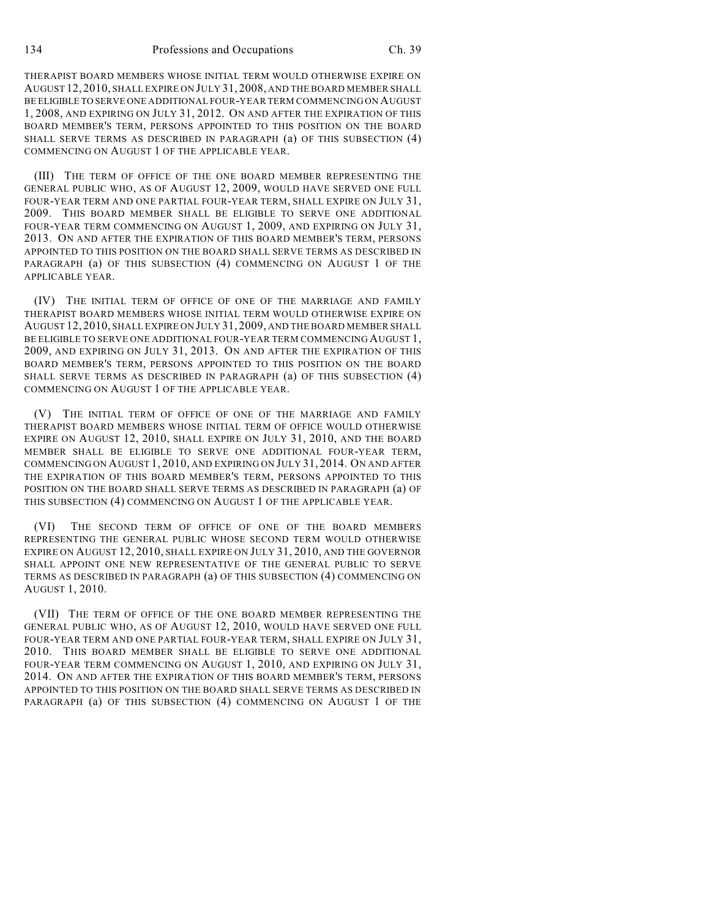THERAPIST BOARD MEMBERS WHOSE INITIAL TERM WOULD OTHERWISE EXPIRE ON AUGUST 12, 2010, SHALL EXPIRE ON JULY 31, 2008, AND THE BOARD MEMBER SHALL BE ELIGIBLE TO SERVE ONE ADDITIONAL FOUR-YEAR TERM COMMENCING ON AUGUST 1, 2008, AND EXPIRING ON JULY 31, 2012. ON AND AFTER THE EXPIRATION OF THIS BOARD MEMBER'S TERM, PERSONS APPOINTED TO THIS POSITION ON THE BOARD SHALL SERVE TERMS AS DESCRIBED IN PARAGRAPH (a) OF THIS SUBSECTION (4) COMMENCING ON AUGUST 1 OF THE APPLICABLE YEAR.

(III) THE TERM OF OFFICE OF THE ONE BOARD MEMBER REPRESENTING THE GENERAL PUBLIC WHO, AS OF AUGUST 12, 2009, WOULD HAVE SERVED ONE FULL FOUR-YEAR TERM AND ONE PARTIAL FOUR-YEAR TERM, SHALL EXPIRE ON JULY 31, 2009. THIS BOARD MEMBER SHALL BE ELIGIBLE TO SERVE ONE ADDITIONAL FOUR-YEAR TERM COMMENCING ON AUGUST 1, 2009, AND EXPIRING ON JULY 31, 2013. ON AND AFTER THE EXPIRATION OF THIS BOARD MEMBER'S TERM, PERSONS APPOINTED TO THIS POSITION ON THE BOARD SHALL SERVE TERMS AS DESCRIBED IN PARAGRAPH (a) OF THIS SUBSECTION (4) COMMENCING ON AUGUST 1 OF THE APPLICABLE YEAR.

(IV) THE INITIAL TERM OF OFFICE OF ONE OF THE MARRIAGE AND FAMILY THERAPIST BOARD MEMBERS WHOSE INITIAL TERM WOULD OTHERWISE EXPIRE ON AUGUST 12, 2010, SHALL EXPIRE ON JULY 31, 2009, AND THE BOARD MEMBER SHALL BE ELIGIBLE TO SERVE ONE ADDITIONAL FOUR-YEAR TERM COMMENCING AUGUST 1, 2009, AND EXPIRING ON JULY 31, 2013. ON AND AFTER THE EXPIRATION OF THIS BOARD MEMBER'S TERM, PERSONS APPOINTED TO THIS POSITION ON THE BOARD SHALL SERVE TERMS AS DESCRIBED IN PARAGRAPH (a) OF THIS SUBSECTION (4) COMMENCING ON AUGUST 1 OF THE APPLICABLE YEAR.

(V) THE INITIAL TERM OF OFFICE OF ONE OF THE MARRIAGE AND FAMILY THERAPIST BOARD MEMBERS WHOSE INITIAL TERM OF OFFICE WOULD OTHERWISE EXPIRE ON AUGUST 12, 2010, SHALL EXPIRE ON JULY 31, 2010, AND THE BOARD MEMBER SHALL BE ELIGIBLE TO SERVE ONE ADDITIONAL FOUR-YEAR TERM, COMMENCING ON AUGUST 1, 2010, AND EXPIRING ON JULY 31, 2014. ON AND AFTER THE EXPIRATION OF THIS BOARD MEMBER'S TERM, PERSONS APPOINTED TO THIS POSITION ON THE BOARD SHALL SERVE TERMS AS DESCRIBED IN PARAGRAPH (a) OF THIS SUBSECTION (4) COMMENCING ON AUGUST 1 OF THE APPLICABLE YEAR.

(VI) THE SECOND TERM OF OFFICE OF ONE OF THE BOARD MEMBERS REPRESENTING THE GENERAL PUBLIC WHOSE SECOND TERM WOULD OTHERWISE EXPIRE ON AUGUST 12, 2010, SHALL EXPIRE ON JULY 31, 2010, AND THE GOVERNOR SHALL APPOINT ONE NEW REPRESENTATIVE OF THE GENERAL PUBLIC TO SERVE TERMS AS DESCRIBED IN PARAGRAPH (a) OF THIS SUBSECTION (4) COMMENCING ON AUGUST 1, 2010.

(VII) THE TERM OF OFFICE OF THE ONE BOARD MEMBER REPRESENTING THE GENERAL PUBLIC WHO, AS OF AUGUST 12, 2010, WOULD HAVE SERVED ONE FULL FOUR-YEAR TERM AND ONE PARTIAL FOUR-YEAR TERM, SHALL EXPIRE ON JULY 31, 2010. THIS BOARD MEMBER SHALL BE ELIGIBLE TO SERVE ONE ADDITIONAL FOUR-YEAR TERM COMMENCING ON AUGUST 1, 2010, AND EXPIRING ON JULY 31, 2014. ON AND AFTER THE EXPIRATION OF THIS BOARD MEMBER'S TERM, PERSONS APPOINTED TO THIS POSITION ON THE BOARD SHALL SERVE TERMS AS DESCRIBED IN PARAGRAPH (a) OF THIS SUBSECTION (4) COMMENCING ON AUGUST 1 OF THE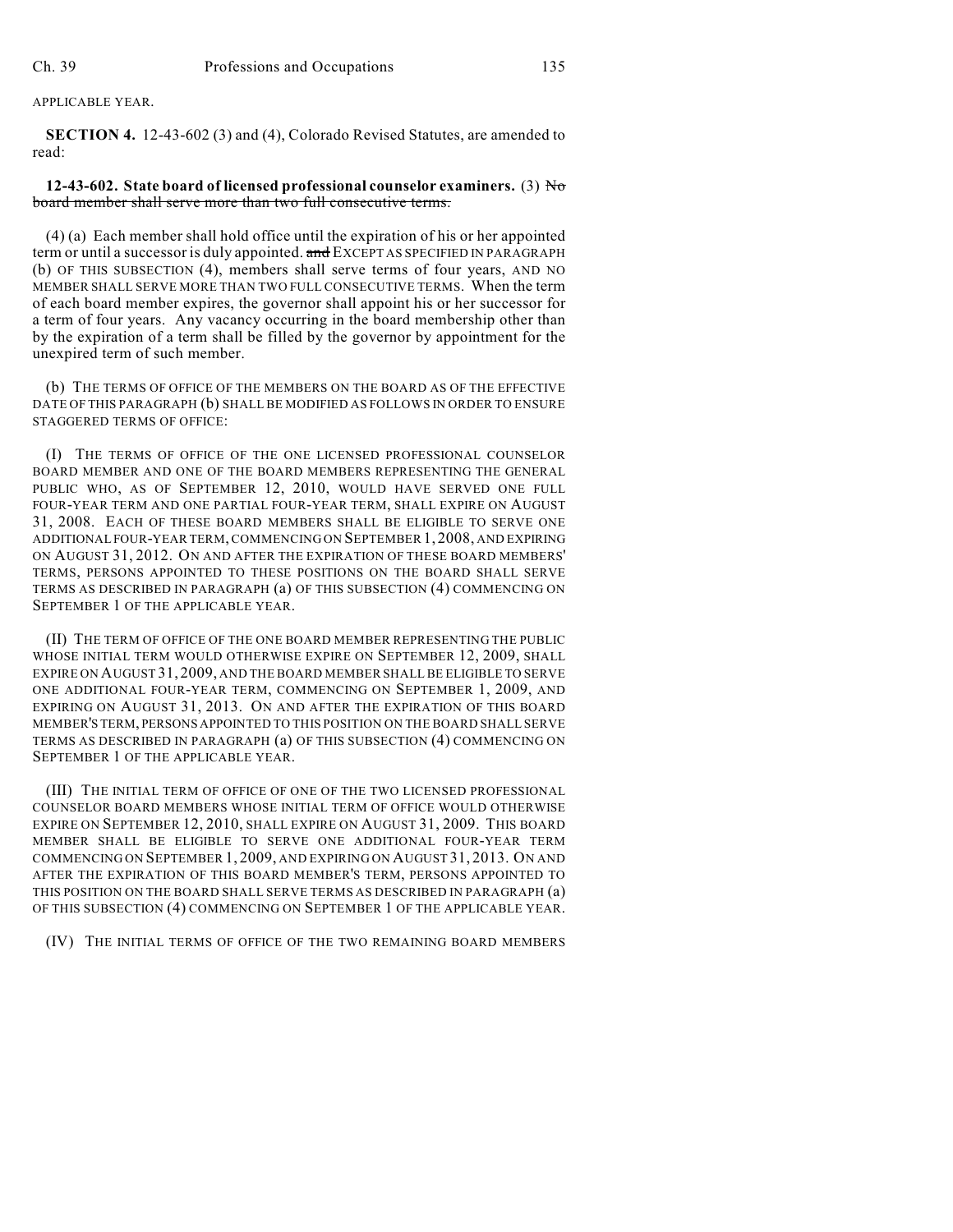APPLICABLE YEAR.

**SECTION 4.** 12-43-602 (3) and (4), Colorado Revised Statutes, are amended to read:

**12-43-602. State board of licensed professional counselor examiners.** (3) ~~No board member shall serve more than two full consecutive terms.~~

(4) (a) Each member shall hold office until the expiration of his or her appointed term or until a successor is duly appointed. ~~and~~ EXCEPT AS SPECIFIED IN PARAGRAPH (b) OF THIS SUBSECTION (4), members shall serve terms of four years, AND NO MEMBER SHALL SERVE MORE THAN TWO FULL CONSECUTIVE TERMS. When the term of each board member expires, the governor shall appoint his or her successor for a term of four years. Any vacancy occurring in the board membership other than by the expiration of a term shall be filled by the governor by appointment for the unexpired term of such member.

(b) THE TERMS OF OFFICE OF THE MEMBERS ON THE BOARD AS OF THE EFFECTIVE DATE OF THIS PARAGRAPH (b) SHALL BE MODIFIED AS FOLLOWS IN ORDER TO ENSURE STAGGERED TERMS OF OFFICE:

(I) THE TERMS OF OFFICE OF THE ONE LICENSED PROFESSIONAL COUNSELOR BOARD MEMBER AND ONE OF THE BOARD MEMBERS REPRESENTING THE GENERAL PUBLIC WHO, AS OF SEPTEMBER 12, 2010, WOULD HAVE SERVED ONE FULL FOUR-YEAR TERM AND ONE PARTIAL FOUR-YEAR TERM, SHALL EXPIRE ON AUGUST 31, 2008. EACH OF THESE BOARD MEMBERS SHALL BE ELIGIBLE TO SERVE ONE ADDITIONAL FOUR-YEAR TERM, COMMENCING ON SEPTEMBER 1, 2008, AND EXPIRING ON AUGUST 31, 2012. ON AND AFTER THE EXPIRATION OF THESE BOARD MEMBERS' TERMS, PERSONS APPOINTED TO THESE POSITIONS ON THE BOARD SHALL SERVE TERMS AS DESCRIBED IN PARAGRAPH (a) OF THIS SUBSECTION (4) COMMENCING ON SEPTEMBER 1 OF THE APPLICABLE YEAR.

(II) THE TERM OF OFFICE OF THE ONE BOARD MEMBER REPRESENTING THE PUBLIC WHOSE INITIAL TERM WOULD OTHERWISE EXPIRE ON SEPTEMBER 12, 2009, SHALL EXPIRE ON AUGUST 31, 2009, AND THE BOARD MEMBER SHALL BE ELIGIBLE TO SERVE ONE ADDITIONAL FOUR-YEAR TERM, COMMENCING ON SEPTEMBER 1, 2009, AND EXPIRING ON AUGUST 31, 2013. ON AND AFTER THE EXPIRATION OF THIS BOARD MEMBER'S TERM, PERSONS APPOINTED TO THIS POSITION ON THE BOARD SHALL SERVE TERMS AS DESCRIBED IN PARAGRAPH (a) OF THIS SUBSECTION (4) COMMENCING ON SEPTEMBER 1 OF THE APPLICABLE YEAR.

(III) THE INITIAL TERM OF OFFICE OF ONE OF THE TWO LICENSED PROFESSIONAL COUNSELOR BOARD MEMBERS WHOSE INITIAL TERM OF OFFICE WOULD OTHERWISE EXPIRE ON SEPTEMBER 12, 2010, SHALL EXPIRE ON AUGUST 31, 2009. THIS BOARD MEMBER SHALL BE ELIGIBLE TO SERVE ONE ADDITIONAL FOUR-YEAR TERM COMMENCING ON SEPTEMBER 1, 2009, AND EXPIRING ON AUGUST 31, 2013. ON AND AFTER THE EXPIRATION OF THIS BOARD MEMBER'S TERM, PERSONS APPOINTED TO THIS POSITION ON THE BOARD SHALL SERVE TERMS AS DESCRIBED IN PARAGRAPH (a) OF THIS SUBSECTION (4) COMMENCING ON SEPTEMBER 1 OF THE APPLICABLE YEAR.

(IV) THE INITIAL TERMS OF OFFICE OF THE TWO REMAINING BOARD MEMBERS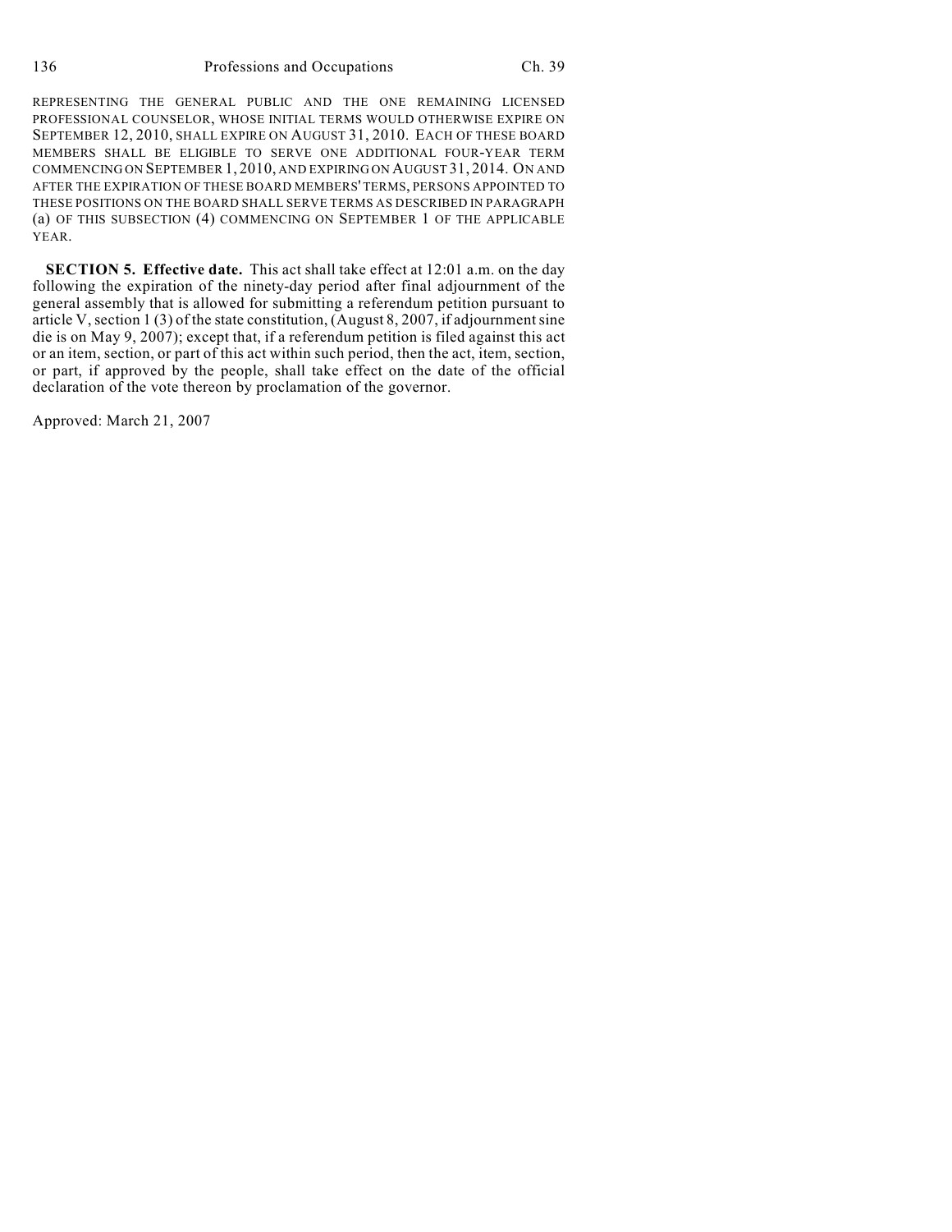REPRESENTING THE GENERAL PUBLIC AND THE ONE REMAINING LICENSED PROFESSIONAL COUNSELOR, WHOSE INITIAL TERMS WOULD OTHERWISE EXPIRE ON SEPTEMBER 12, 2010, SHALL EXPIRE ON AUGUST 31, 2010. EACH OF THESE BOARD MEMBERS SHALL BE ELIGIBLE TO SERVE ONE ADDITIONAL FOUR-YEAR TERM COMMENCING ON SEPTEMBER 1, 2010, AND EXPIRING ON AUGUST 31, 2014. ON AND AFTER THE EXPIRATION OF THESE BOARD MEMBERS' TERMS, PERSONS APPOINTED TO THESE POSITIONS ON THE BOARD SHALL SERVE TERMS AS DESCRIBED IN PARAGRAPH (a) OF THIS SUBSECTION (4) COMMENCING ON SEPTEMBER 1 OF THE APPLICABLE YEAR.

**SECTION 5. Effective date.** This act shall take effect at 12:01 a.m. on the day following the expiration of the ninety-day period after final adjournment of the general assembly that is allowed for submitting a referendum petition pursuant to article V, section 1 (3) of the state constitution, (August 8, 2007, if adjournment sine die is on May 9, 2007); except that, if a referendum petition is filed against this act or an item, section, or part of this act within such period, then the act, item, section, or part, if approved by the people, shall take effect on the date of the official declaration of the vote thereon by proclamation of the governor.

Approved: March 21, 2007